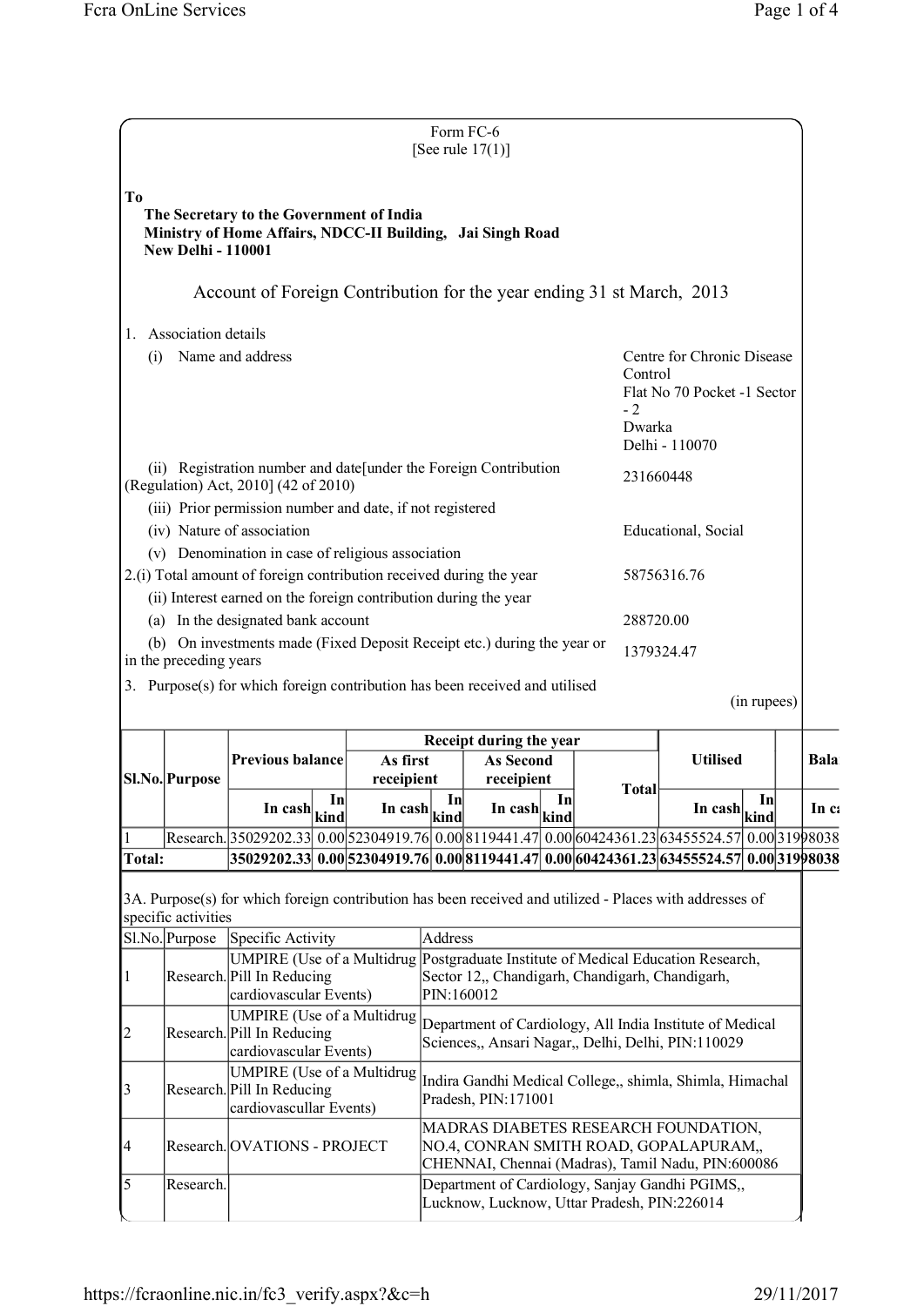Form FC-6
[See rule 17(1)]

**To**
**The Secretary to the Government of India**
**Ministry of Home Affairs, NDCC-II Building, Jai Singh Road**
**New Delhi - 110001**

## Account of Foreign Contribution for the year ending 31 st March, 2013

1. Association details

| | |
|---|---|
| (i) Name and address | Centre for Chronic Disease Control<br>Flat No 70 Pocket -1 Sector - 2<br>Dwarka<br>Delhi - 110070 |
| (ii) Registration number and date[under the Foreign Contribution (Regulation) Act, 2010] (42 of 2010) | 231660448 |
| (iii) Prior permission number and date, if not registered | |
| (iv) Nature of association | Educational, Social |
| (v) Denomination in case of religious association | |
| 2.(i) Total amount of foreign contribution received during the year | 58756316.76 |
| (ii) Interest earned on the foreign contribution during the year | |
| (a) In the designated bank account | 288720.00 |
| (b) On investments made (Fixed Deposit Receipt etc.) during the year or in the preceding years | 1379324.47 |

3. Purpose(s) for which foreign contribution has been received and utilised

(in rupees)

| Sl.No. | Purpose | Previous balance | | Receipt during the year | | | | | Utilised | | Bala |
|---|---|---|---|---|---|---|---|---|---|---|---|
| | | | | As first receipient | | As Second receipient | | Total | | | |
| | | In cash | In kind | In cash | In kind | In cash | In kind | | In cash | In kind | In ca |
| 1 | Research. | 35029202.33 | 0.00 | 52304919.76 | 0.00 | 8119441.47 | 0.00 | 60424361.23 | 63455524.57 | 0.00 | 31998038 |
| Total: | | 35029202.33 | 0.00 | 52304919.76 | 0.00 | 8119441.47 | 0.00 | 60424361.23 | 63455524.57 | 0.00 | 31998038 |

3A. Purpose(s) for which foreign contribution has been received and utilized - Places with addresses of specific activities

| Sl.No. | Purpose | Specific Activity | Address |
|---|---|---|---|
| 1 | Research. | UMPIRE (Use of a Multidrug Pill In Reducing cardiovascular Events) | Postgraduate Institute of Medical Education Research, Sector 12,, Chandigarh, Chandigarh, Chandigarh, PIN:160012 |
| 2 | Research. | UMPIRE (Use of a Multidrug Pill In Reducing cardiovascular Events) | Department of Cardiology, All India Institute of Medical Sciences,, Ansari Nagar,, Delhi, Delhi, PIN:110029 |
| 3 | Research. | UMPIRE (Use of a Multidrug Pill In Reducing cardiovascullar Events) | Indira Gandhi Medical College,, shimla, Shimla, Himachal Pradesh, PIN:171001 |
| 4 | Research. | OVATIONS - PROJECT | MADRAS DIABETES RESEARCH FOUNDATION, NO.4, CONRAN SMITH ROAD, GOPALAPURAM,, CHENNAI, Chennai (Madras), Tamil Nadu, PIN:600086 |
| 5 | Research. | | Department of Cardiology, Sanjay Gandhi PGIMS,, Lucknow, Lucknow, Uttar Pradesh, PIN:226014 |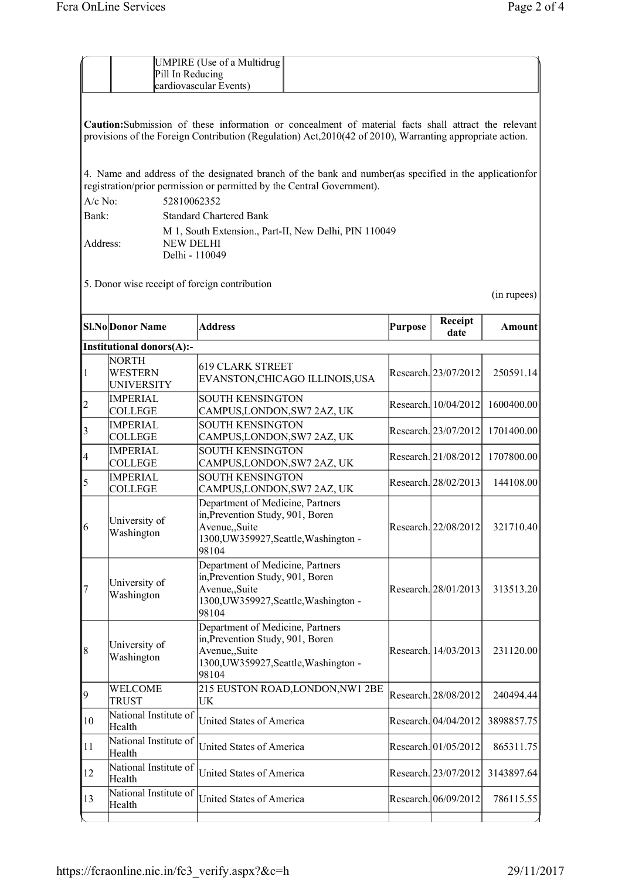| | | UMPIRE (Use of a Multidrug Pill In Reducing cardiovascular Events) | |
|---|---|---|---|

**Caution:**Submission of these information or concealment of material facts shall attract the relevant provisions of the Foreign Contribution (Regulation) Act,2010(42 of 2010), Warranting appropriate action.

4. Name and address of the designated branch of the bank and number(as specified in the applicationfor registration/prior permission or permitted by the Central Government).

A/c No: 52810062352

Bank: Standard Chartered Bank

Address: M 1, South Extension., Part-II, New Delhi, PIN 110049
NEW DELHI
Delhi - 110049

5. Donor wise receipt of foreign contribution

(in rupees)

| Sl.No | Donor Name | Address | Purpose | Receipt date | Amount |
|---|---|---|---|---|---|
| **Institutional donors(A):-** | | | | | |
| 1 | NORTH WESTERN UNIVERSITY | 619 CLARK STREET EVANSTON,CHICAGO ILLINOIS,USA | Research. | 23/07/2012 | 250591.14 |
| 2 | IMPERIAL COLLEGE | SOUTH KENSINGTON CAMPUS,LONDON,SW7 2AZ, UK | Research. | 10/04/2012 | 1600400.00 |
| 3 | IMPERIAL COLLEGE | SOUTH KENSINGTON CAMPUS,LONDON,SW7 2AZ, UK | Research. | 23/07/2012 | 1701400.00 |
| 4 | IMPERIAL COLLEGE | SOUTH KENSINGTON CAMPUS,LONDON,SW7 2AZ, UK | Research. | 21/08/2012 | 1707800.00 |
| 5 | IMPERIAL COLLEGE | SOUTH KENSINGTON CAMPUS,LONDON,SW7 2AZ, UK | Research. | 28/02/2013 | 144108.00 |
| 6 | University of Washington | Department of Medicine, Partners in,Prevention Study, 901, Boren Avenue,,Suite 1300,UW359927,Seattle,Washington - 98104 | Research. | 22/08/2012 | 321710.40 |
| 7 | University of Washington | Department of Medicine, Partners in,Prevention Study, 901, Boren Avenue,,Suite 1300,UW359927,Seattle,Washington - 98104 | Research. | 28/01/2013 | 313513.20 |
| 8 | University of Washington | Department of Medicine, Partners in,Prevention Study, 901, Boren Avenue,,Suite 1300,UW359927,Seattle,Washington - 98104 | Research. | 14/03/2013 | 231120.00 |
| 9 | WELCOME TRUST | 215 EUSTON ROAD,LONDON,NW1 2BE UK | Research. | 28/08/2012 | 240494.44 |
| 10 | National Institute of Health | United States of America | Research. | 04/04/2012 | 3898857.75 |
| 11 | National Institute of Health | United States of America | Research. | 01/05/2012 | 865311.75 |
| 12 | National Institute of Health | United States of America | Research. | 23/07/2012 | 3143897.64 |
| 13 | National Institute of Health | United States of America | Research. | 06/09/2012 | 786115.55 |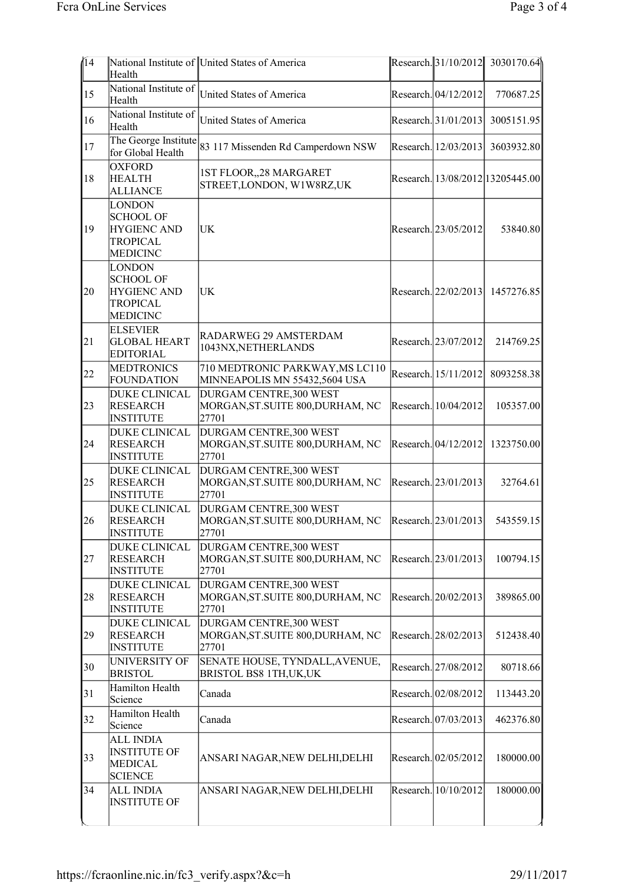| 14 | National Institute of Health | United States of America | Research. | 31/10/2012 | 3030170.64 |
|---|---|---|---|---|---|
| 15 | National Institute of Health | United States of America | Research. | 04/12/2012 | 770687.25 |
| 16 | National Institute of Health | United States of America | Research. | 31/01/2013 | 3005151.95 |
| 17 | The George Institute for Global Health | 83 117 Missenden Rd Camperdown NSW | Research. | 12/03/2013 | 3603932.80 |
| 18 | OXFORD HEALTH ALLIANCE | 1ST FLOOR,,28 MARGARET STREET,LONDON, W1W8RZ,UK | Research. | 13/08/2012 | 13205445.00 |
| 19 | LONDON SCHOOL OF HYGIENC AND TROPICAL MEDICINC | UK | Research. | 23/05/2012 | 53840.80 |
| 20 | LONDON SCHOOL OF HYGIENC AND TROPICAL MEDICINC | UK | Research. | 22/02/2013 | 1457276.85 |
| 21 | ELSEVIER GLOBAL HEART EDITORIAL | RADARWEG 29 AMSTERDAM 1043NX,NETHERLANDS | Research. | 23/07/2012 | 214769.25 |
| 22 | MEDTRONICS FOUNDATION | 710 MEDTRONIC PARKWAY,MS LC110 MINNEAPOLIS MN 55432,5604 USA | Research. | 15/11/2012 | 8093258.38 |
| 23 | DUKE CLINICAL RESEARCH INSTITUTE | DURGAM CENTRE,300 WEST MORGAN,ST.SUITE 800,DURHAM, NC 27701 | Research. | 10/04/2012 | 105357.00 |
| 24 | DUKE CLINICAL RESEARCH INSTITUTE | DURGAM CENTRE,300 WEST MORGAN,ST.SUITE 800,DURHAM, NC 27701 | Research. | 04/12/2012 | 1323750.00 |
| 25 | DUKE CLINICAL RESEARCH INSTITUTE | DURGAM CENTRE,300 WEST MORGAN,ST.SUITE 800,DURHAM, NC 27701 | Research. | 23/01/2013 | 32764.61 |
| 26 | DUKE CLINICAL RESEARCH INSTITUTE | DURGAM CENTRE,300 WEST MORGAN,ST.SUITE 800,DURHAM, NC 27701 | Research. | 23/01/2013 | 543559.15 |
| 27 | DUKE CLINICAL RESEARCH INSTITUTE | DURGAM CENTRE,300 WEST MORGAN,ST.SUITE 800,DURHAM, NC 27701 | Research. | 23/01/2013 | 100794.15 |
| 28 | DUKE CLINICAL RESEARCH INSTITUTE | DURGAM CENTRE,300 WEST MORGAN,ST.SUITE 800,DURHAM, NC 27701 | Research. | 20/02/2013 | 389865.00 |
| 29 | DUKE CLINICAL RESEARCH INSTITUTE | DURGAM CENTRE,300 WEST MORGAN,ST.SUITE 800,DURHAM, NC 27701 | Research. | 28/02/2013 | 512438.40 |
| 30 | UNIVERSITY OF BRISTOL | SENATE HOUSE, TYNDALL,AVENUE, BRISTOL BS8 1TH,UK,UK | Research. | 27/08/2012 | 80718.66 |
| 31 | Hamilton Health Science | Canada | Research. | 02/08/2012 | 113443.20 |
| 32 | Hamilton Health Science | Canada | Research. | 07/03/2013 | 462376.80 |
| 33 | ALL INDIA INSTITUTE OF MEDICAL SCIENCE | ANSARI NAGAR,NEW DELHI,DELHI | Research. | 02/05/2012 | 180000.00 |
| 34 | ALL INDIA INSTITUTE OF | ANSARI NAGAR,NEW DELHI,DELHI | Research. | 10/10/2012 | 180000.00 |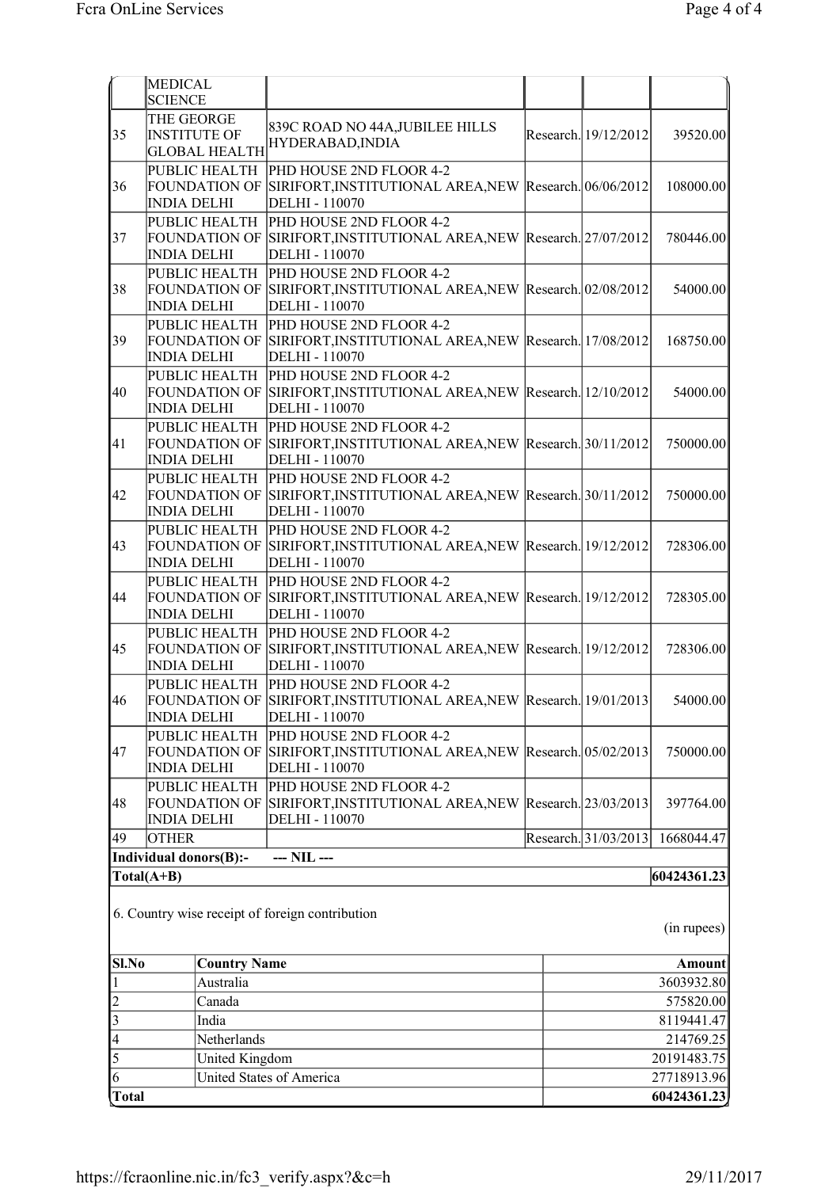| | | | | | |
|---|---|---|---|---|---|
| | MEDICAL SCIENCE | | | | |
| 35 | THE GEORGE INSTITUTE OF GLOBAL HEALTH | 839C ROAD NO 44A,JUBILEE HILLS HYDERABAD,INDIA | Research. | 19/12/2012 | 39520.00 |
| 36 | PUBLIC HEALTH FOUNDATION OF INDIA DELHI | PHD HOUSE 2ND FLOOR 4-2 SIRIFORT,INSTITUTIONAL AREA,NEW DELHI - 110070 | Research. | 06/06/2012 | 108000.00 |
| 37 | PUBLIC HEALTH FOUNDATION OF INDIA DELHI | PHD HOUSE 2ND FLOOR 4-2 SIRIFORT,INSTITUTIONAL AREA,NEW DELHI - 110070 | Research. | 27/07/2012 | 780446.00 |
| 38 | PUBLIC HEALTH FOUNDATION OF INDIA DELHI | PHD HOUSE 2ND FLOOR 4-2 SIRIFORT,INSTITUTIONAL AREA,NEW DELHI - 110070 | Research. | 02/08/2012 | 54000.00 |
| 39 | PUBLIC HEALTH FOUNDATION OF INDIA DELHI | PHD HOUSE 2ND FLOOR 4-2 SIRIFORT,INSTITUTIONAL AREA,NEW DELHI - 110070 | Research. | 17/08/2012 | 168750.00 |
| 40 | PUBLIC HEALTH FOUNDATION OF INDIA DELHI | PHD HOUSE 2ND FLOOR 4-2 SIRIFORT,INSTITUTIONAL AREA,NEW DELHI - 110070 | Research. | 12/10/2012 | 54000.00 |
| 41 | PUBLIC HEALTH FOUNDATION OF INDIA DELHI | PHD HOUSE 2ND FLOOR 4-2 SIRIFORT,INSTITUTIONAL AREA,NEW DELHI - 110070 | Research. | 30/11/2012 | 750000.00 |
| 42 | PUBLIC HEALTH FOUNDATION OF INDIA DELHI | PHD HOUSE 2ND FLOOR 4-2 SIRIFORT,INSTITUTIONAL AREA,NEW DELHI - 110070 | Research. | 30/11/2012 | 750000.00 |
| 43 | PUBLIC HEALTH FOUNDATION OF INDIA DELHI | PHD HOUSE 2ND FLOOR 4-2 SIRIFORT,INSTITUTIONAL AREA,NEW DELHI - 110070 | Research. | 19/12/2012 | 728306.00 |
| 44 | PUBLIC HEALTH FOUNDATION OF INDIA DELHI | PHD HOUSE 2ND FLOOR 4-2 SIRIFORT,INSTITUTIONAL AREA,NEW DELHI - 110070 | Research. | 19/12/2012 | 728305.00 |
| 45 | PUBLIC HEALTH FOUNDATION OF INDIA DELHI | PHD HOUSE 2ND FLOOR 4-2 SIRIFORT,INSTITUTIONAL AREA,NEW DELHI - 110070 | Research. | 19/12/2012 | 728306.00 |
| 46 | PUBLIC HEALTH FOUNDATION OF INDIA DELHI | PHD HOUSE 2ND FLOOR 4-2 SIRIFORT,INSTITUTIONAL AREA,NEW DELHI - 110070 | Research. | 19/01/2013 | 54000.00 |
| 47 | PUBLIC HEALTH FOUNDATION OF INDIA DELHI | PHD HOUSE 2ND FLOOR 4-2 SIRIFORT,INSTITUTIONAL AREA,NEW DELHI - 110070 | Research. | 05/02/2013 | 750000.00 |
| 48 | PUBLIC HEALTH FOUNDATION OF INDIA DELHI | PHD HOUSE 2ND FLOOR 4-2 SIRIFORT,INSTITUTIONAL AREA,NEW DELHI - 110070 | Research. | 23/03/2013 | 397764.00 |
| 49 | OTHER | | Research. | 31/03/2013 | 1668044.47 |
| **Individual donors(B):-** | | --- NIL --- | | | |
| **Total(A+B)** | | | | | **60424361.23** |

6. Country wise receipt of foreign contribution

(in rupees)

| **Sl.No** | **Country Name** | **Amount** |
|---|---|---|
| 1 | Australia | 3603932.80 |
| 2 | Canada | 575820.00 |
| 3 | India | 8119441.47 |
| 4 | Netherlands | 214769.25 |
| 5 | United Kingdom | 20191483.75 |
| 6 | United States of America | 27718913.96 |
| **Total** | | **60424361.23** |